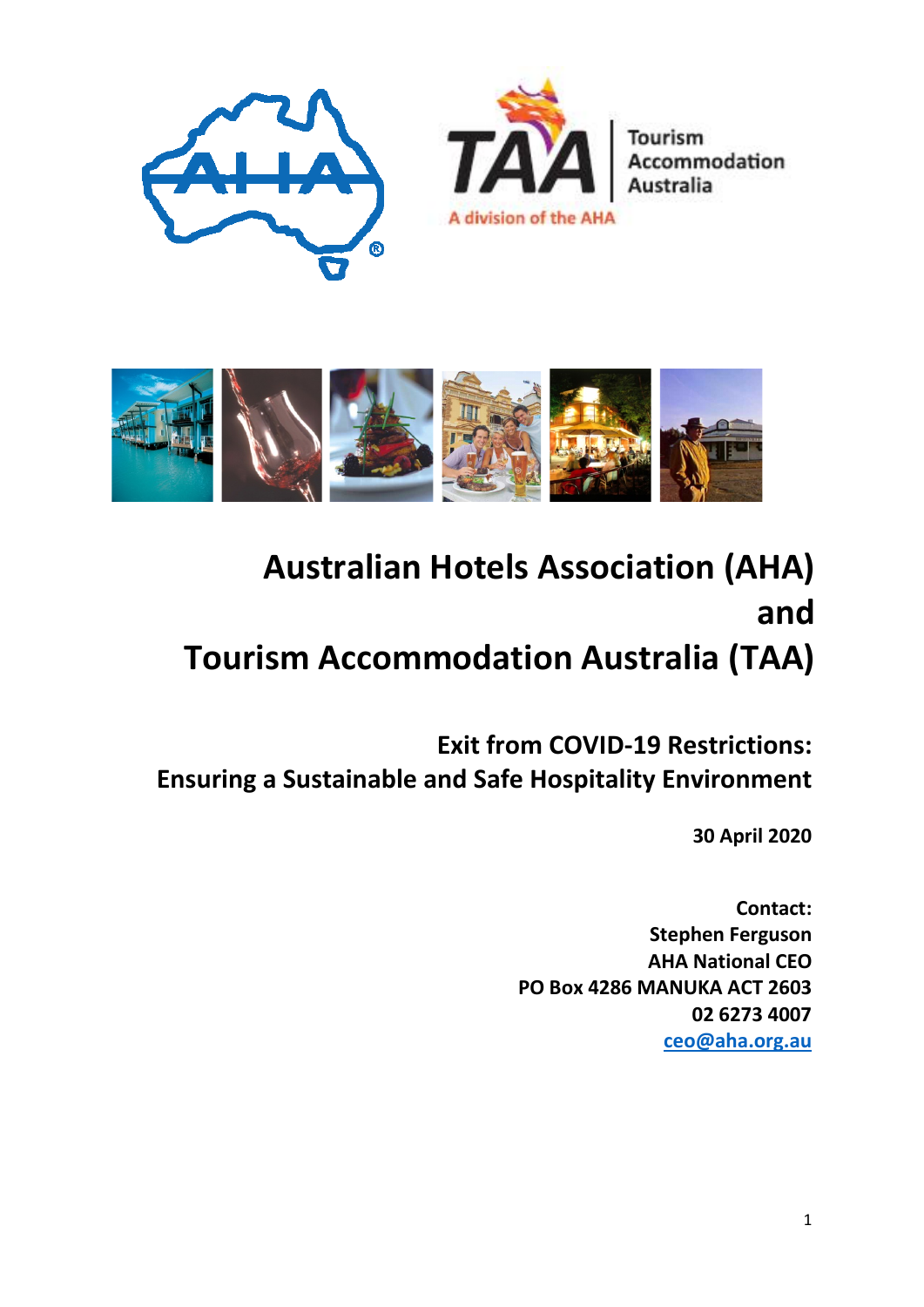# Australian Hotels Association (AHA) and Tourism Accommodation Australia (TAA)

## Exit from COVID-19 Restrictions: Ensuring a Sustainable and Safe Hospitality Environment

**30 April 2020**

**Contact:**
**Stephen Ferguson**
**AHA National CEO**
**PO Box 4286 MANUKA ACT 2603**
**02 6273 4007**
**ceo@aha.org.au**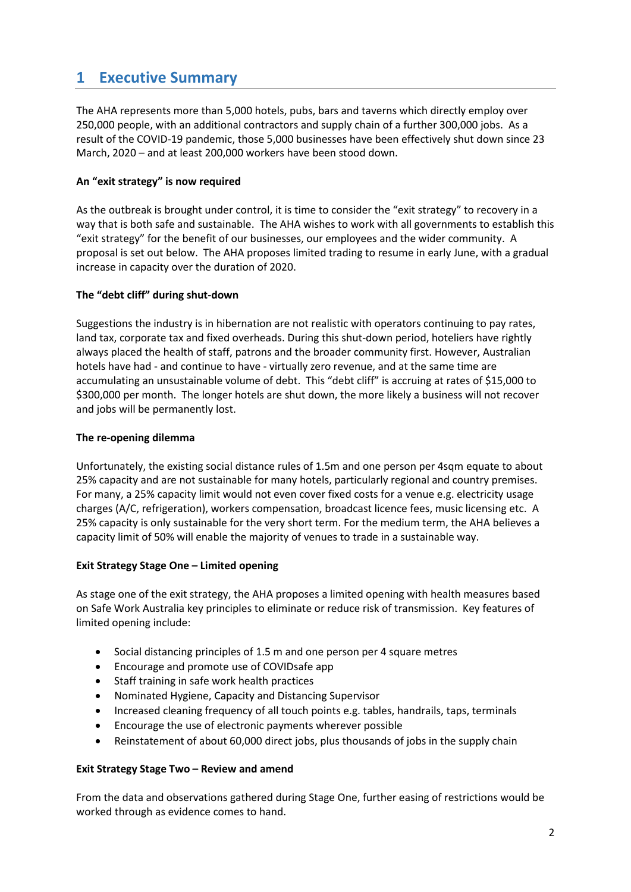# 1 Executive Summary

The AHA represents more than 5,000 hotels, pubs, bars and taverns which directly employ over 250,000 people, with an additional contractors and supply chain of a further 300,000 jobs. As a result of the COVID-19 pandemic, those 5,000 businesses have been effectively shut down since 23 March, 2020 – and at least 200,000 workers have been stood down.

**An "exit strategy" is now required**

As the outbreak is brought under control, it is time to consider the "exit strategy" to recovery in a way that is both safe and sustainable. The AHA wishes to work with all governments to establish this "exit strategy" for the benefit of our businesses, our employees and the wider community. A proposal is set out below. The AHA proposes limited trading to resume in early June, with a gradual increase in capacity over the duration of 2020.

**The "debt cliff" during shut-down**

Suggestions the industry is in hibernation are not realistic with operators continuing to pay rates, land tax, corporate tax and fixed overheads. During this shut-down period, hoteliers have rightly always placed the health of staff, patrons and the broader community first. However, Australian hotels have had - and continue to have - virtually zero revenue, and at the same time are accumulating an unsustainable volume of debt. This "debt cliff" is accruing at rates of $15,000 to $300,000 per month. The longer hotels are shut down, the more likely a business will not recover and jobs will be permanently lost.

**The re-opening dilemma**

Unfortunately, the existing social distance rules of 1.5m and one person per 4sqm equate to about 25% capacity and are not sustainable for many hotels, particularly regional and country premises. For many, a 25% capacity limit would not even cover fixed costs for a venue e.g. electricity usage charges (A/C, refrigeration), workers compensation, broadcast licence fees, music licensing etc. A 25% capacity is only sustainable for the very short term. For the medium term, the AHA believes a capacity limit of 50% will enable the majority of venues to trade in a sustainable way.

**Exit Strategy Stage One – Limited opening**

As stage one of the exit strategy, the AHA proposes a limited opening with health measures based on Safe Work Australia key principles to eliminate or reduce risk of transmission. Key features of limited opening include:

- Social distancing principles of 1.5 m and one person per 4 square metres
- Encourage and promote use of COVIDsafe app
- Staff training in safe work health practices
- Nominated Hygiene, Capacity and Distancing Supervisor
- Increased cleaning frequency of all touch points e.g. tables, handrails, taps, terminals
- Encourage the use of electronic payments wherever possible
- Reinstatement of about 60,000 direct jobs, plus thousands of jobs in the supply chain

**Exit Strategy Stage Two – Review and amend**

From the data and observations gathered during Stage One, further easing of restrictions would be worked through as evidence comes to hand.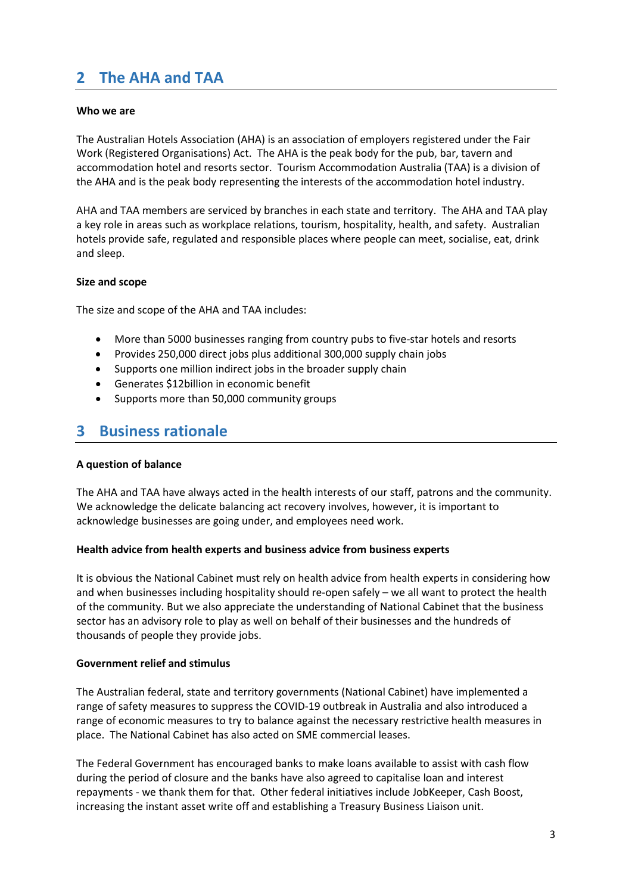## 2 The AHA and TAA

**Who we are**

The Australian Hotels Association (AHA) is an association of employers registered under the Fair Work (Registered Organisations) Act. The AHA is the peak body for the pub, bar, tavern and accommodation hotel and resorts sector. Tourism Accommodation Australia (TAA) is a division of the AHA and is the peak body representing the interests of the accommodation hotel industry.

AHA and TAA members are serviced by branches in each state and territory. The AHA and TAA play a key role in areas such as workplace relations, tourism, hospitality, health, and safety. Australian hotels provide safe, regulated and responsible places where people can meet, socialise, eat, drink and sleep.

**Size and scope**

The size and scope of the AHA and TAA includes:

- More than 5000 businesses ranging from country pubs to five-star hotels and resorts
- Provides 250,000 direct jobs plus additional 300,000 supply chain jobs
- Supports one million indirect jobs in the broader supply chain
- Generates $12billion in economic benefit
- Supports more than 50,000 community groups

## 3 Business rationale

**A question of balance**

The AHA and TAA have always acted in the health interests of our staff, patrons and the community. We acknowledge the delicate balancing act recovery involves, however, it is important to acknowledge businesses are going under, and employees need work.

**Health advice from health experts and business advice from business experts**

It is obvious the National Cabinet must rely on health advice from health experts in considering how and when businesses including hospitality should re-open safely – we all want to protect the health of the community. But we also appreciate the understanding of National Cabinet that the business sector has an advisory role to play as well on behalf of their businesses and the hundreds of thousands of people they provide jobs.

**Government relief and stimulus**

The Australian federal, state and territory governments (National Cabinet) have implemented a range of safety measures to suppress the COVID-19 outbreak in Australia and also introduced a range of economic measures to try to balance against the necessary restrictive health measures in place. The National Cabinet has also acted on SME commercial leases.

The Federal Government has encouraged banks to make loans available to assist with cash flow during the period of closure and the banks have also agreed to capitalise loan and interest repayments - we thank them for that. Other federal initiatives include JobKeeper, Cash Boost, increasing the instant asset write off and establishing a Treasury Business Liaison unit.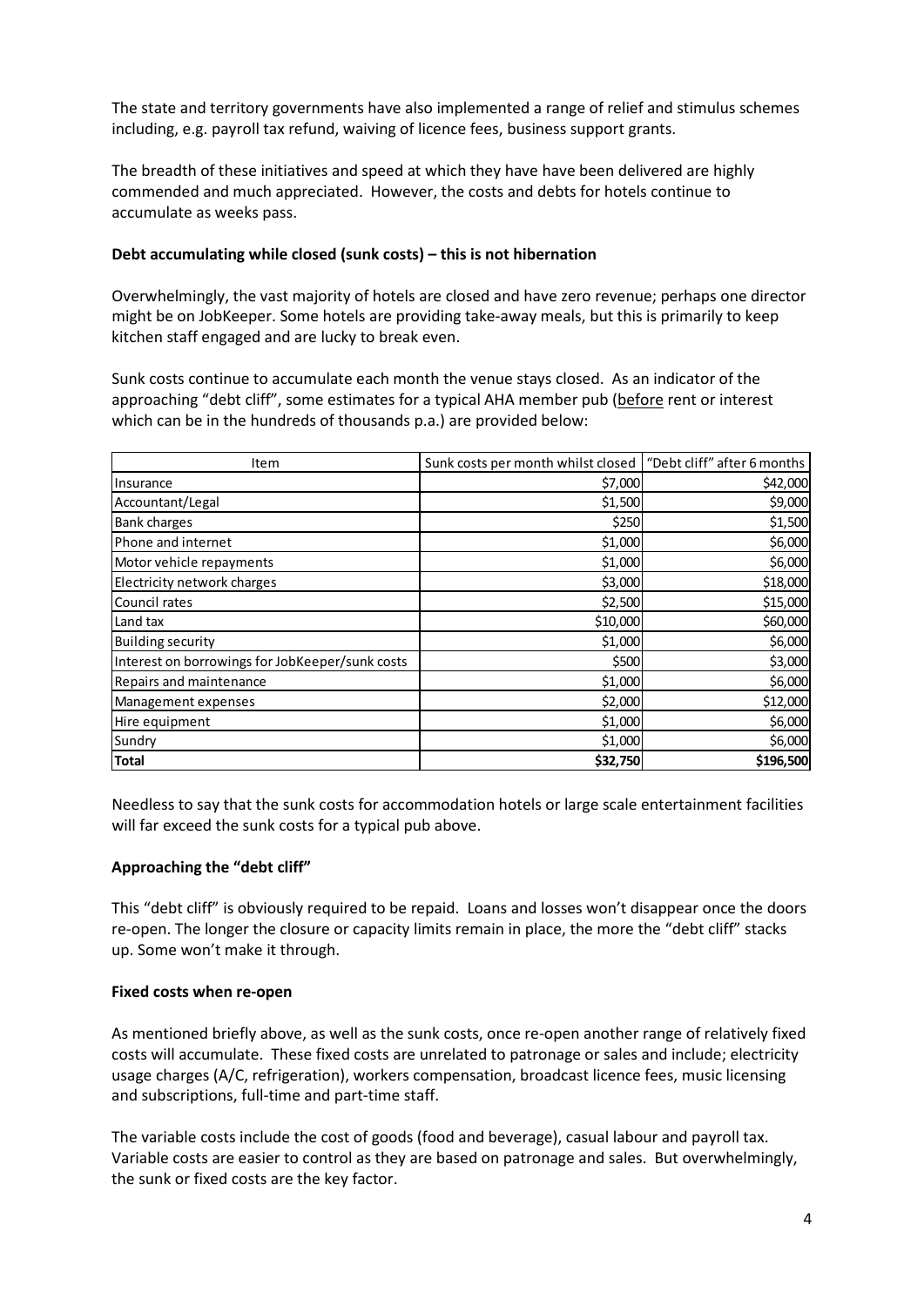The state and territory governments have also implemented a range of relief and stimulus schemes including, e.g. payroll tax refund, waiving of licence fees, business support grants.

The breadth of these initiatives and speed at which they have have been delivered are highly commended and much appreciated. However, the costs and debts for hotels continue to accumulate as weeks pass.

**Debt accumulating while closed (sunk costs) – this is not hibernation**

Overwhelmingly, the vast majority of hotels are closed and have zero revenue; perhaps one director might be on JobKeeper. Some hotels are providing take-away meals, but this is primarily to keep kitchen staff engaged and are lucky to break even.

Sunk costs continue to accumulate each month the venue stays closed. As an indicator of the approaching "debt cliff", some estimates for a typical AHA member pub (before rent or interest which can be in the hundreds of thousands p.a.) are provided below:

| Item | Sunk costs per month whilst closed | "Debt cliff" after 6 months |
|---|---|---|
| Insurance | $7,000 | $42,000 |
| Accountant/Legal | $1,500 | $9,000 |
| Bank charges | $250 | $1,500 |
| Phone and internet | $1,000 | $6,000 |
| Motor vehicle repayments | $1,000 | $6,000 |
| Electricity network charges | $3,000 | $18,000 |
| Council rates | $2,500 | $15,000 |
| Land tax | $10,000 | $60,000 |
| Building security | $1,000 | $6,000 |
| Interest on borrowings for JobKeeper/sunk costs | $500 | $3,000 |
| Repairs and maintenance | $1,000 | $6,000 |
| Management expenses | $2,000 | $12,000 |
| Hire equipment | $1,000 | $6,000 |
| Sundry | $1,000 | $6,000 |
| **Total** | **$32,750** | **$196,500** |

Needless to say that the sunk costs for accommodation hotels or large scale entertainment facilities will far exceed the sunk costs for a typical pub above.

**Approaching the "debt cliff"**

This "debt cliff" is obviously required to be repaid. Loans and losses won't disappear once the doors re-open. The longer the closure or capacity limits remain in place, the more the "debt cliff" stacks up. Some won't make it through.

**Fixed costs when re-open**

As mentioned briefly above, as well as the sunk costs, once re-open another range of relatively fixed costs will accumulate. These fixed costs are unrelated to patronage or sales and include; electricity usage charges (A/C, refrigeration), workers compensation, broadcast licence fees, music licensing and subscriptions, full-time and part-time staff.

The variable costs include the cost of goods (food and beverage), casual labour and payroll tax. Variable costs are easier to control as they are based on patronage and sales. But overwhelmingly, the sunk or fixed costs are the key factor.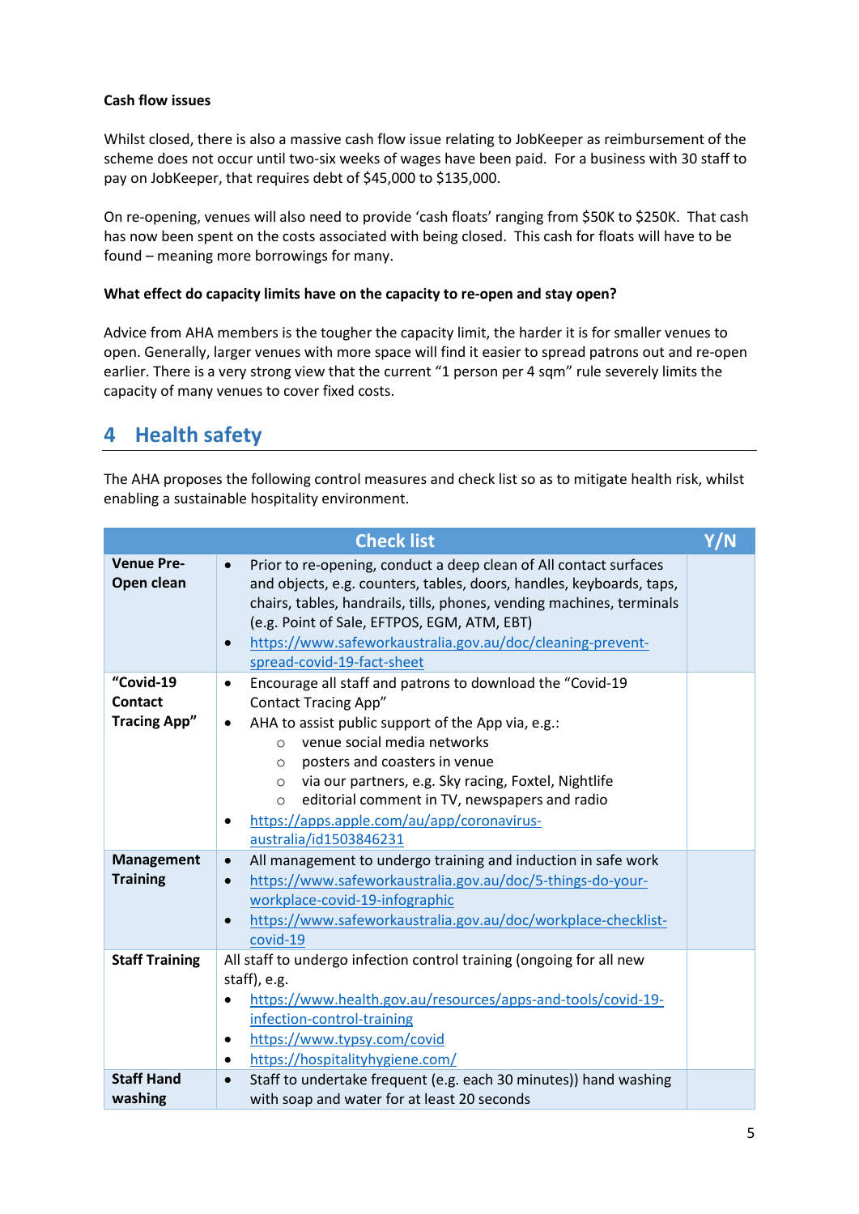**Cash flow issues**

Whilst closed, there is also a massive cash flow issue relating to JobKeeper as reimbursement of the scheme does not occur until two-six weeks of wages have been paid. For a business with 30 staff to pay on JobKeeper, that requires debt of $45,000 to $135,000.

On re-opening, venues will also need to provide 'cash floats' ranging from $50K to $250K. That cash has now been spent on the costs associated with being closed. This cash for floats will have to be found – meaning more borrowings for many.

**What effect do capacity limits have on the capacity to re-open and stay open?**

Advice from AHA members is the tougher the capacity limit, the harder it is for smaller venues to open. Generally, larger venues with more space will find it easier to spread patrons out and re-open earlier. There is a very strong view that the current "1 person per 4 sqm" rule severely limits the capacity of many venues to cover fixed costs.

## 4 Health safety

The AHA proposes the following control measures and check list so as to mitigate health risk, whilst enabling a sustainable hospitality environment.

| Check list | | Y/N |
|---|---|---|
| **Venue Pre-Open clean** | • Prior to re-opening, conduct a deep clean of All contact surfaces and objects, e.g. counters, tables, doors, handles, keyboards, taps, chairs, tables, handrails, tills, phones, vending machines, terminals (e.g. Point of Sale, EFTPOS, EGM, ATM, EBT)<br>• https://www.safeworkaustralia.gov.au/doc/cleaning-prevent-spread-covid-19-fact-sheet | |
| **"Covid-19 Contact Tracing App"** | • Encourage all staff and patrons to download the "Covid-19 Contact Tracing App"<br>• AHA to assist public support of the App via, e.g.:<br>  ○ venue social media networks<br>  ○ posters and coasters in venue<br>  ○ via our partners, e.g. Sky racing, Foxtel, Nightlife<br>  ○ editorial comment in TV, newspapers and radio<br>• https://apps.apple.com/au/app/coronavirus-australia/id1503846231 | |
| **Management Training** | • All management to undergo training and induction in safe work<br>• https://www.safeworkaustralia.gov.au/doc/5-things-do-your-workplace-covid-19-infographic<br>• https://www.safeworkaustralia.gov.au/doc/workplace-checklist-covid-19 | |
| **Staff Training** | All staff to undergo infection control training (ongoing for all new staff), e.g.<br>• https://www.health.gov.au/resources/apps-and-tools/covid-19-infection-control-training<br>• https://www.typsy.com/covid<br>• https://hospitalityhygiene.com/ | |
| **Staff Hand washing** | • Staff to undertake frequent (e.g. each 30 minutes)) hand washing with soap and water for at least 20 seconds | |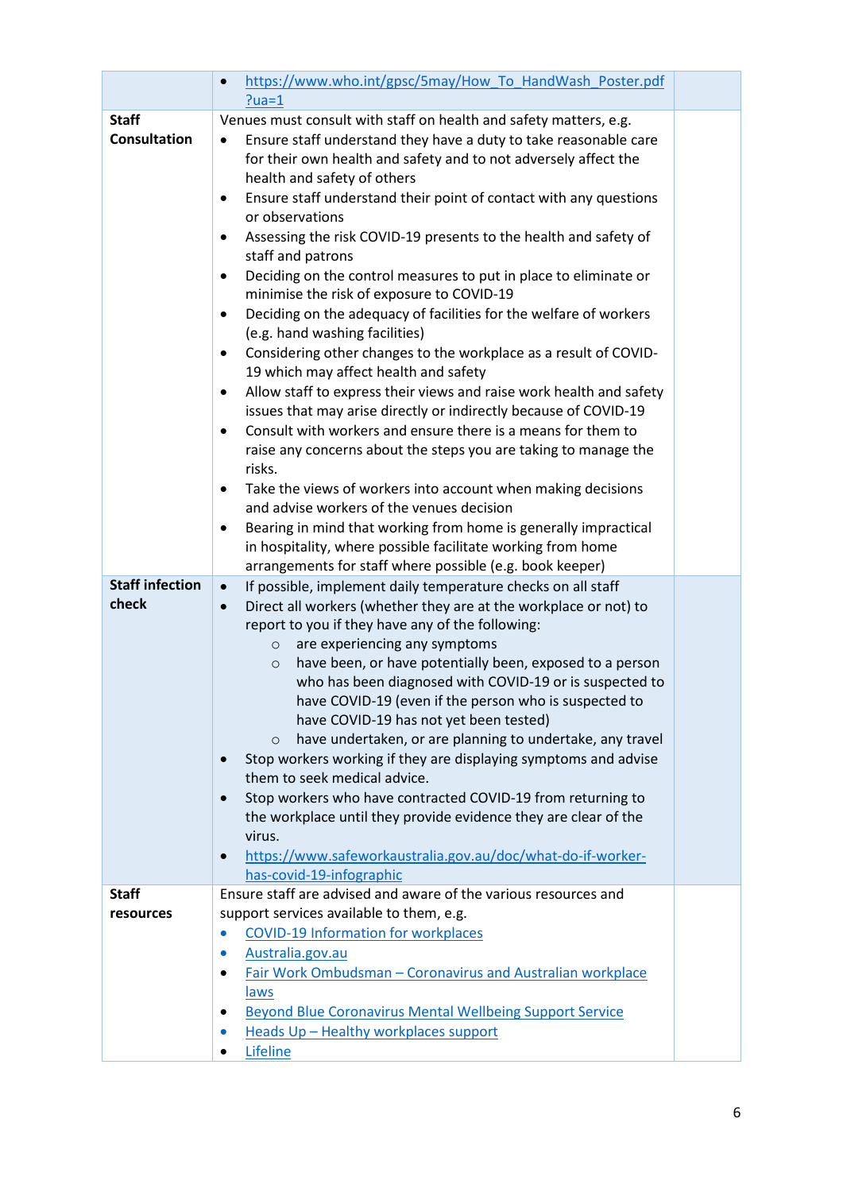| | | |
|---|---|---|
| | • https://www.who.int/gpsc/5may/How_To_HandWash_Poster.pdf?ua=1 | |
| **Staff Consultation** | Venues must consult with staff on health and safety matters, e.g.<br>• Ensure staff understand they have a duty to take reasonable care for their own health and safety and to not adversely affect the health and safety of others<br>• Ensure staff understand their point of contact with any questions or observations<br>• Assessing the risk COVID-19 presents to the health and safety of staff and patrons<br>• Deciding on the control measures to put in place to eliminate or minimise the risk of exposure to COVID-19<br>• Deciding on the adequacy of facilities for the welfare of workers (e.g. hand washing facilities)<br>• Considering other changes to the workplace as a result of COVID-19 which may affect health and safety<br>• Allow staff to express their views and raise work health and safety issues that may arise directly or indirectly because of COVID-19<br>• Consult with workers and ensure there is a means for them to raise any concerns about the steps you are taking to manage the risks.<br>• Take the views of workers into account when making decisions and advise workers of the venues decision<br>• Bearing in mind that working from home is generally impractical in hospitality, where possible facilitate working from home arrangements for staff where possible (e.g. book keeper) | |
| **Staff infection check** | • If possible, implement daily temperature checks on all staff<br>• Direct all workers (whether they are at the workplace or not) to report to you if they have any of the following:<br>&nbsp;&nbsp;&nbsp;&nbsp;○ are experiencing any symptoms<br>&nbsp;&nbsp;&nbsp;&nbsp;○ have been, or have potentially been, exposed to a person who has been diagnosed with COVID-19 or is suspected to have COVID-19 (even if the person who is suspected to have COVID-19 has not yet been tested)<br>&nbsp;&nbsp;&nbsp;&nbsp;○ have undertaken, or are planning to undertake, any travel<br>• Stop workers working if they are displaying symptoms and advise them to seek medical advice.<br>• Stop workers who have contracted COVID-19 from returning to the workplace until they provide evidence they are clear of the virus.<br>• https://www.safeworkaustralia.gov.au/doc/what-do-if-worker-has-covid-19-infographic | |
| **Staff resources** | Ensure staff are advised and aware of the various resources and support services available to them, e.g.<br>• COVID-19 Information for workplaces<br>• Australia.gov.au<br>• Fair Work Ombudsman – Coronavirus and Australian workplace laws<br>• Beyond Blue Coronavirus Mental Wellbeing Support Service<br>• Heads Up – Healthy workplaces support<br>• Lifeline | |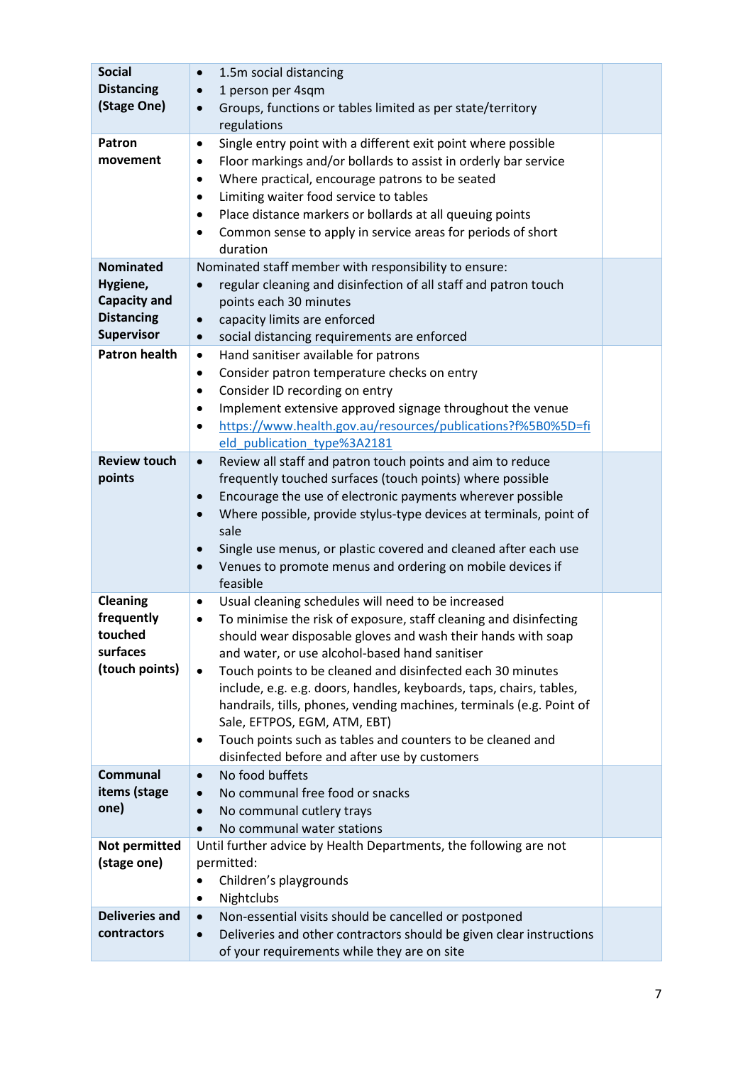| | | |
|---|---|---|
| **Social Distancing (Stage One)** | • 1.5m social distancing<br>• 1 person per 4sqm<br>• Groups, functions or tables limited as per state/territory regulations | |
| **Patron movement** | • Single entry point with a different exit point where possible<br>• Floor markings and/or bollards to assist in orderly bar service<br>• Where practical, encourage patrons to be seated<br>• Limiting waiter food service to tables<br>• Place distance markers or bollards at all queuing points<br>• Common sense to apply in service areas for periods of short duration | |
| **Nominated Hygiene, Capacity and Distancing Supervisor** | Nominated staff member with responsibility to ensure:<br>• regular cleaning and disinfection of all staff and patron touch points each 30 minutes<br>• capacity limits are enforced<br>• social distancing requirements are enforced | |
| **Patron health** | • Hand sanitiser available for patrons<br>• Consider patron temperature checks on entry<br>• Consider ID recording on entry<br>• Implement extensive approved signage throughout the venue<br>• https://www.health.gov.au/resources/publications?f%5B0%5D=field_publication_type%3A2181 | |
| **Review touch points** | • Review all staff and patron touch points and aim to reduce frequently touched surfaces (touch points) where possible<br>• Encourage the use of electronic payments wherever possible<br>• Where possible, provide stylus-type devices at terminals, point of sale<br>• Single use menus, or plastic covered and cleaned after each use<br>• Venues to promote menus and ordering on mobile devices if feasible | |
| **Cleaning frequently touched surfaces (touch points)** | • Usual cleaning schedules will need to be increased<br>• To minimise the risk of exposure, staff cleaning and disinfecting should wear disposable gloves and wash their hands with soap and water, or use alcohol-based hand sanitiser<br>• Touch points to be cleaned and disinfected each 30 minutes include, e.g. e.g. doors, handles, keyboards, taps, chairs, tables, handrails, tills, phones, vending machines, terminals (e.g. Point of Sale, EFTPOS, EGM, ATM, EBT)<br>• Touch points such as tables and counters to be cleaned and disinfected before and after use by customers | |
| **Communal items (stage one)** | • No food buffets<br>• No communal free food or snacks<br>• No communal cutlery trays<br>• No communal water stations | |
| **Not permitted (stage one)** | Until further advice by Health Departments, the following are not permitted:<br>• Children's playgrounds<br>• Nightclubs | |
| **Deliveries and contractors** | • Non-essential visits should be cancelled or postponed<br>• Deliveries and other contractors should be given clear instructions of your requirements while they are on site | |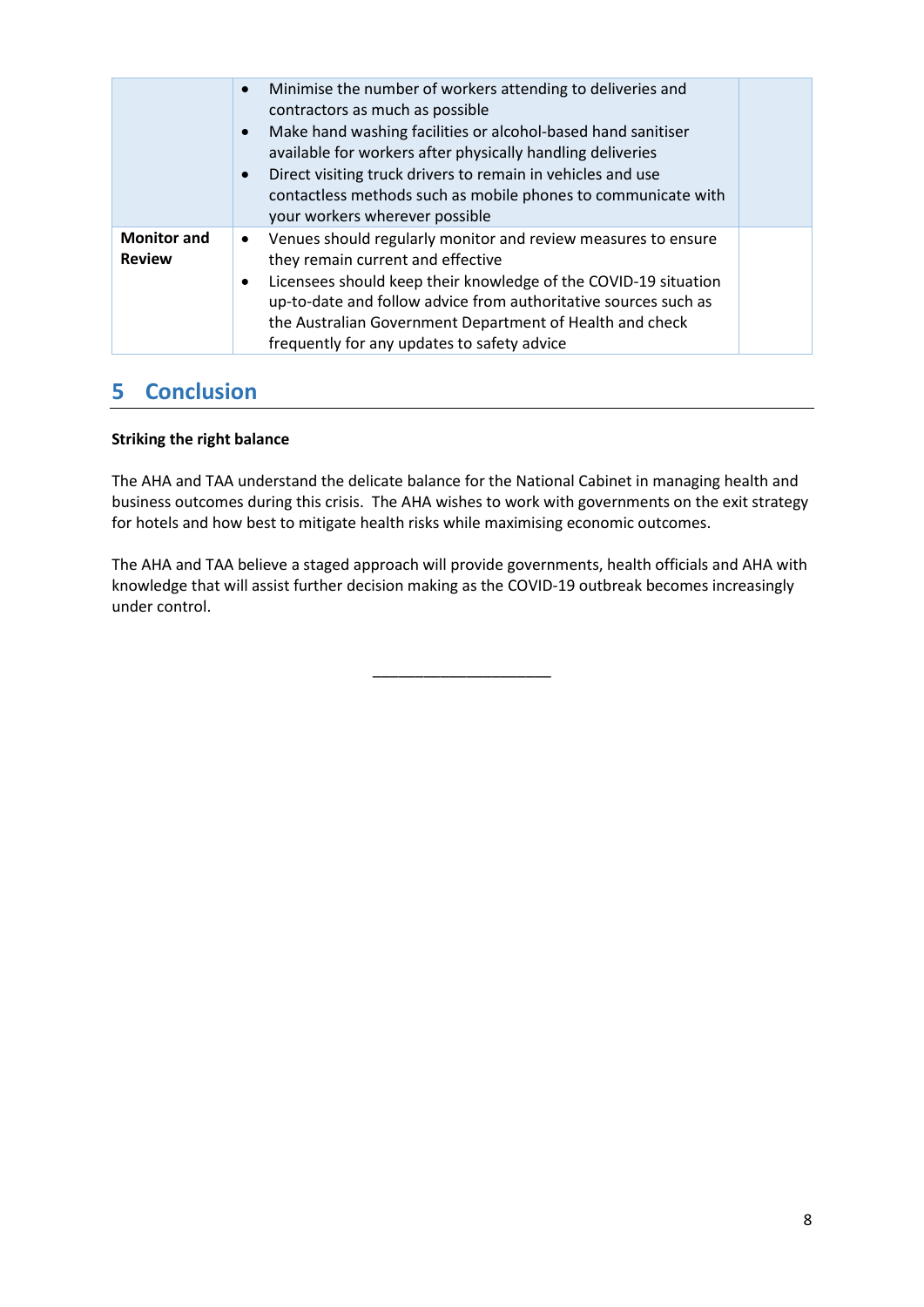| | | |
|---|---|---|
| | • Minimise the number of workers attending to deliveries and contractors as much as possible<br>• Make hand washing facilities or alcohol-based hand sanitiser available for workers after physically handling deliveries<br>• Direct visiting truck drivers to remain in vehicles and use contactless methods such as mobile phones to communicate with your workers wherever possible | |
| **Monitor and Review** | • Venues should regularly monitor and review measures to ensure they remain current and effective<br>• Licensees should keep their knowledge of the COVID-19 situation up-to-date and follow advice from authoritative sources such as the Australian Government Department of Health and check frequently for any updates to safety advice | |

# 5 Conclusion

**Striking the right balance**

The AHA and TAA understand the delicate balance for the National Cabinet in managing health and business outcomes during this crisis. The AHA wishes to work with governments on the exit strategy for hotels and how best to mitigate health risks while maximising economic outcomes.

The AHA and TAA believe a staged approach will provide governments, health officials and AHA with knowledge that will assist further decision making as the COVID-19 outbreak becomes increasingly under control.

_____________________